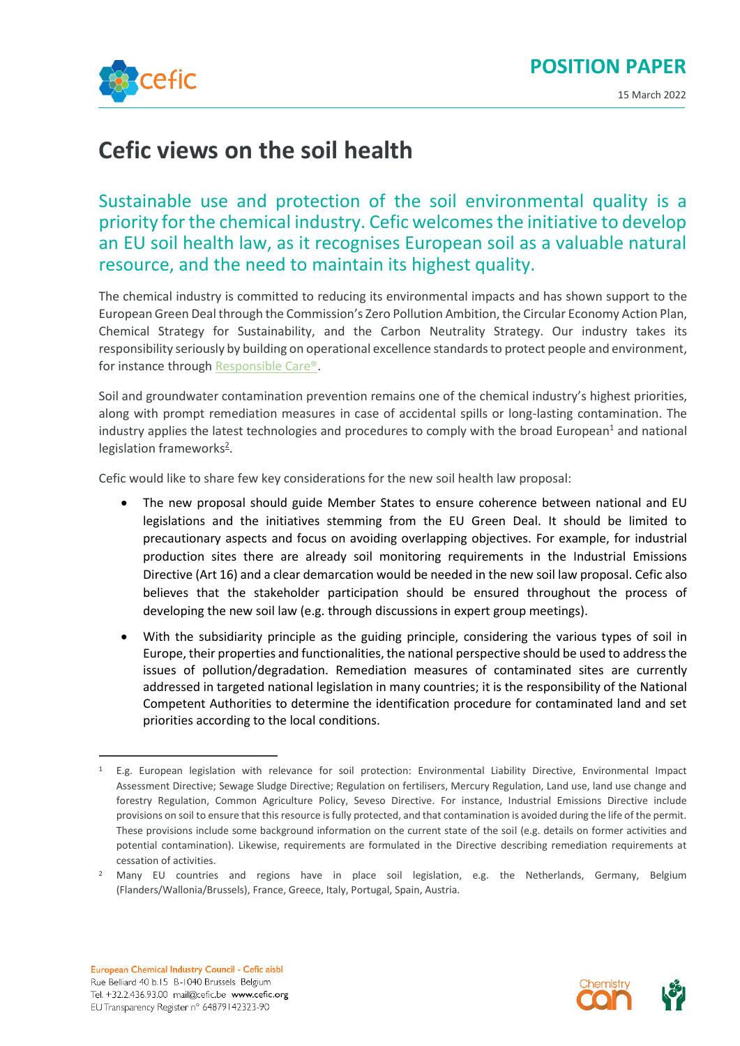POSITION PAPER

15 March 2022

# Cefic views on the soil health

## Sustainable use and protection of the soil environmental quality is a priority for the chemical industry. Cefic welcomes the initiative to develop an EU soil health law, as it recognises European soil as a valuable natural resource, and the need to maintain its highest quality.

The chemical industry is committed to reducing its environmental impacts and has shown support to the European Green Deal through the Commission's Zero Pollution Ambition, the Circular Economy Action Plan, Chemical Strategy for Sustainability, and the Carbon Neutrality Strategy. Our industry takes its responsibility seriously by building on operational excellence standards to protect people and environment, for instance through Responsible Care®.

Soil and groundwater contamination prevention remains one of the chemical industry's highest priorities, along with prompt remediation measures in case of accidental spills or long-lasting contamination. The industry applies the latest technologies and procedures to comply with the broad European[1] and national legislation frameworks[2].

Cefic would like to share few key considerations for the new soil health law proposal:

- The new proposal should guide Member States to ensure coherence between national and EU legislations and the initiatives stemming from the EU Green Deal. It should be limited to precautionary aspects and focus on avoiding overlapping objectives. For example, for industrial production sites there are already soil monitoring requirements in the Industrial Emissions Directive (Art 16) and a clear demarcation would be needed in the new soil law proposal. Cefic also believes that the stakeholder participation should be ensured throughout the process of developing the new soil law (e.g. through discussions in expert group meetings).
- With the subsidiarity principle as the guiding principle, considering the various types of soil in Europe, their properties and functionalities, the national perspective should be used to address the issues of pollution/degradation. Remediation measures of contaminated sites are currently addressed in targeted national legislation in many countries; it is the responsibility of the National Competent Authorities to determine the identification procedure for contaminated land and set priorities according to the local conditions.

---

[1] E.g. European legislation with relevance for soil protection: Environmental Liability Directive, Environmental Impact Assessment Directive; Sewage Sludge Directive; Regulation on fertilisers, Mercury Regulation, Land use, land use change and forestry Regulation, Common Agriculture Policy, Seveso Directive. For instance, Industrial Emissions Directive include provisions on soil to ensure that this resource is fully protected, and that contamination is avoided during the life of the permit. These provisions include some background information on the current state of the soil (e.g. details on former activities and potential contamination). Likewise, requirements are formulated in the Directive describing remediation requirements at cessation of activities.

[2] Many EU countries and regions have in place soil legislation, e.g. the Netherlands, Germany, Belgium (Flanders/Wallonia/Brussels), France, Greece, Italy, Portugal, Spain, Austria.

European Chemical Industry Council - Cefic aisbl
Rue Belliard 40 b.15 B-1040 Brussels Belgium
Tel. +32.2.436.93.00 mail@cefic.be www.cefic.org
EU Transparency Register n° 64879142323-90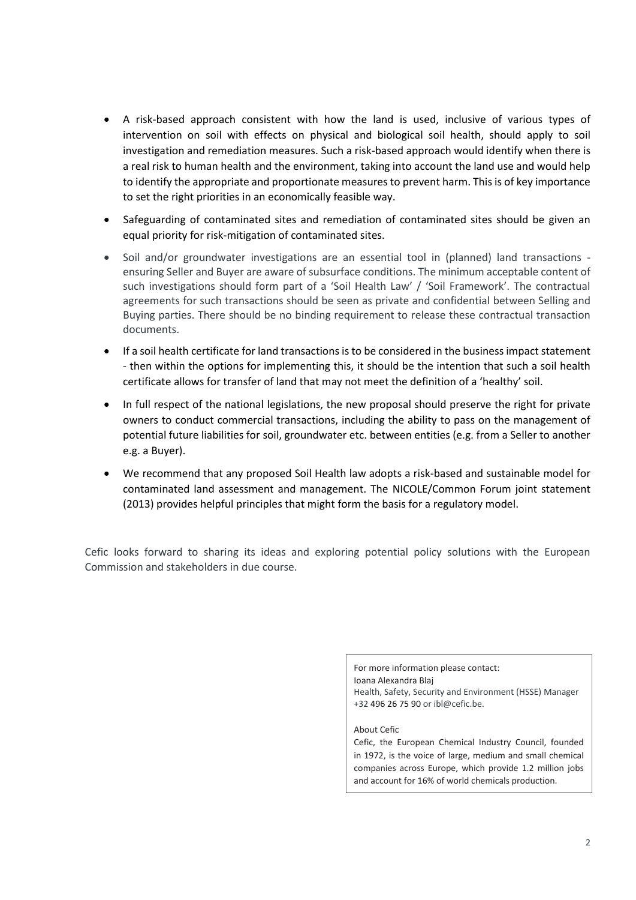- A risk-based approach consistent with how the land is used, inclusive of various types of intervention on soil with effects on physical and biological soil health, should apply to soil investigation and remediation measures. Such a risk-based approach would identify when there is a real risk to human health and the environment, taking into account the land use and would help to identify the appropriate and proportionate measures to prevent harm. This is of key importance to set the right priorities in an economically feasible way.
- Safeguarding of contaminated sites and remediation of contaminated sites should be given an equal priority for risk-mitigation of contaminated sites.
- Soil and/or groundwater investigations are an essential tool in (planned) land transactions - ensuring Seller and Buyer are aware of subsurface conditions. The minimum acceptable content of such investigations should form part of a 'Soil Health Law' / 'Soil Framework'. The contractual agreements for such transactions should be seen as private and confidential between Selling and Buying parties. There should be no binding requirement to release these contractual transaction documents.
- If a soil health certificate for land transactions is to be considered in the business impact statement - then within the options for implementing this, it should be the intention that such a soil health certificate allows for transfer of land that may not meet the definition of a 'healthy' soil.
- In full respect of the national legislations, the new proposal should preserve the right for private owners to conduct commercial transactions, including the ability to pass on the management of potential future liabilities for soil, groundwater etc. between entities (e.g. from a Seller to another e.g. a Buyer).
- We recommend that any proposed Soil Health law adopts a risk-based and sustainable model for contaminated land assessment and management. The NICOLE/Common Forum joint statement (2013) provides helpful principles that might form the basis for a regulatory model.

Cefic looks forward to sharing its ideas and exploring potential policy solutions with the European Commission and stakeholders in due course.

For more information please contact:
Ioana Alexandra Blaj
Health, Safety, Security and Environment (HSSE) Manager
+32 496 26 75 90 or ibl@cefic.be.

About Cefic
Cefic, the European Chemical Industry Council, founded in 1972, is the voice of large, medium and small chemical companies across Europe, which provide 1.2 million jobs and account for 16% of world chemicals production.